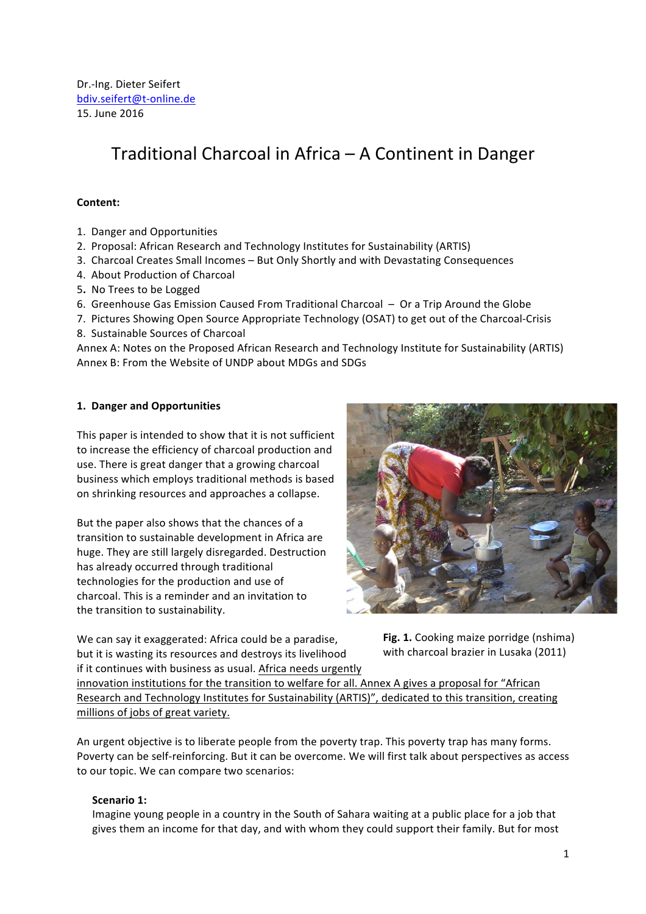Dr.-Ing. Dieter Seifert
bdiv.seifert@t-online.de
15. June 2016

# Traditional Charcoal in Africa – A Continent in Danger

**Content:**

1. Danger and Opportunities
2. Proposal: African Research and Technology Institutes for Sustainability (ARTIS)
3. Charcoal Creates Small Incomes – But Only Shortly and with Devastating Consequences
4. About Production of Charcoal
5. No Trees to be Logged
6. Greenhouse Gas Emission Caused From Traditional Charcoal – Or a Trip Around the Globe
7. Pictures Showing Open Source Appropriate Technology (OSAT) to get out of the Charcoal-Crisis
8. Sustainable Sources of Charcoal

Annex A: Notes on the Proposed African Research and Technology Institute for Sustainability (ARTIS)
Annex B: From the Website of UNDP about MDGs and SDGs

## 1. Danger and Opportunities

This paper is intended to show that it is not sufficient to increase the efficiency of charcoal production and use. There is great danger that a growing charcoal business which employs traditional methods is based on shrinking resources and approaches a collapse.

But the paper also shows that the chances of a transition to sustainable development in Africa are huge. They are still largely disregarded. Destruction has already occurred through traditional technologies for the production and use of charcoal. This is a reminder and an invitation to the transition to sustainability.

**Fig. 1.** Cooking maize porridge (nshima) with charcoal brazier in Lusaka (2011)

We can say it exaggerated: Africa could be a paradise, but it is wasting its resources and destroys its livelihood if it continues with business as usual. Africa needs urgently innovation institutions for the transition to welfare for all. Annex A gives a proposal for "African Research and Technology Institutes for Sustainability (ARTIS)", dedicated to this transition, creating millions of jobs of great variety.

An urgent objective is to liberate people from the poverty trap. This poverty trap has many forms. Poverty can be self-reinforcing. But it can be overcome. We will first talk about perspectives as access to our topic. We can compare two scenarios:

**Scenario 1:**
Imagine young people in a country in the South of Sahara waiting at a public place for a job that gives them an income for that day, and with whom they could support their family. But for most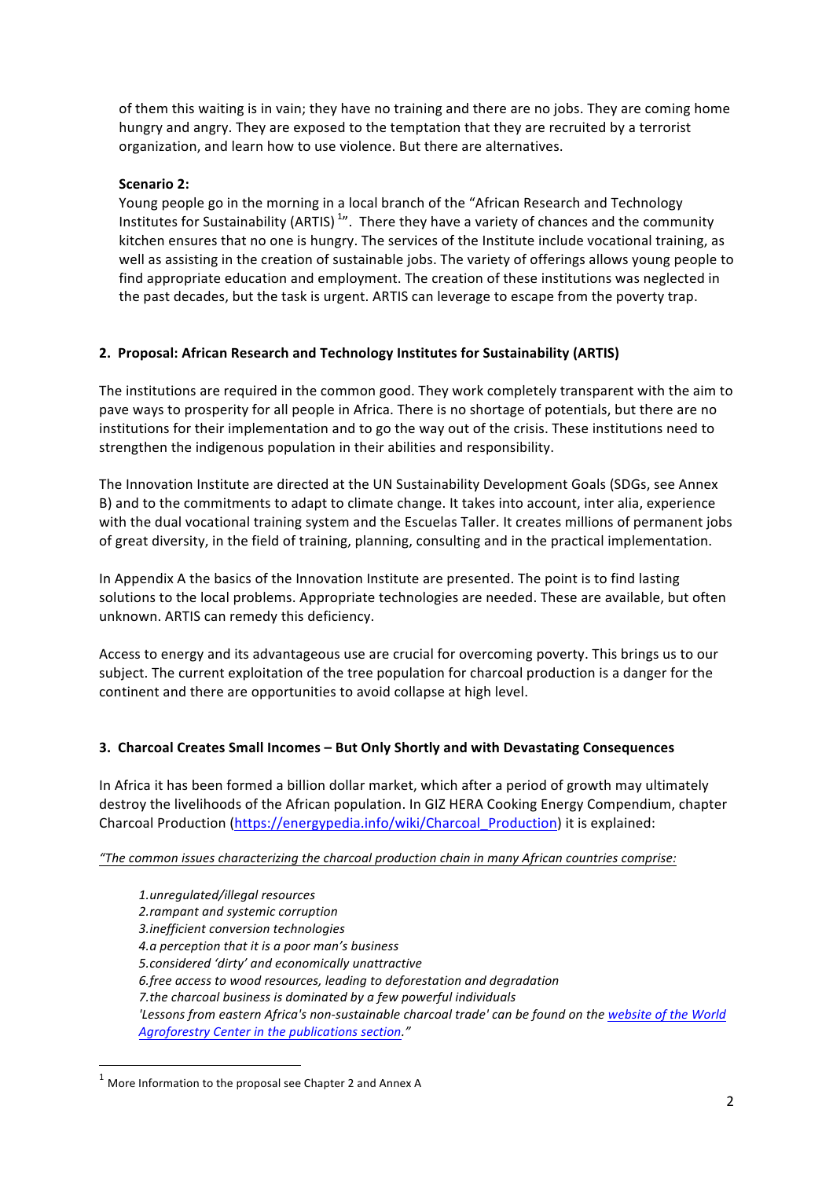of them this waiting is in vain; they have no training and there are no jobs. They are coming home hungry and angry. They are exposed to the temptation that they are recruited by a terrorist organization, and learn how to use violence. But there are alternatives.

**Scenario 2:**
Young people go in the morning in a local branch of the "African Research and Technology Institutes for Sustainability (ARTIS) [1]". There they have a variety of chances and the community kitchen ensures that no one is hungry. The services of the Institute include vocational training, as well as assisting in the creation of sustainable jobs. The variety of offerings allows young people to find appropriate education and employment. The creation of these institutions was neglected in the past decades, but the task is urgent. ARTIS can leverage to escape from the poverty trap.

## 2. Proposal: African Research and Technology Institutes for Sustainability (ARTIS)

The institutions are required in the common good. They work completely transparent with the aim to pave ways to prosperity for all people in Africa. There is no shortage of potentials, but there are no institutions for their implementation and to go the way out of the crisis. These institutions need to strengthen the indigenous population in their abilities and responsibility.

The Innovation Institute are directed at the UN Sustainability Development Goals (SDGs, see Annex B) and to the commitments to adapt to climate change. It takes into account, inter alia, experience with the dual vocational training system and the Escuelas Taller. It creates millions of permanent jobs of great diversity, in the field of training, planning, consulting and in the practical implementation.

In Appendix A the basics of the Innovation Institute are presented. The point is to find lasting solutions to the local problems. Appropriate technologies are needed. These are available, but often unknown. ARTIS can remedy this deficiency.

Access to energy and its advantageous use are crucial for overcoming poverty. This brings us to our subject. The current exploitation of the tree population for charcoal production is a danger for the continent and there are opportunities to avoid collapse at high level.

## 3. Charcoal Creates Small Incomes – But Only Shortly and with Devastating Consequences

In Africa it has been formed a billion dollar market, which after a period of growth may ultimately destroy the livelihoods of the African population. In GIZ HERA Cooking Energy Compendium, chapter Charcoal Production (https://energypedia.info/wiki/Charcoal_Production) it is explained:

*"The common issues characterizing the charcoal production chain in many African countries comprise:*

> *1. unregulated/illegal resources*
> *2. rampant and systemic corruption*
> *3. inefficient conversion technologies*
> *4. a perception that it is a poor man's business*
> *5. considered 'dirty' and economically unattractive*
> *6. free access to wood resources, leading to deforestation and degradation*
> *7. the charcoal business is dominated by a few powerful individuals*
> *'Lessons from eastern Africa's non-sustainable charcoal trade' can be found on the website of the World Agroforestry Center in the publications section."*

[1] More Information to the proposal see Chapter 2 and Annex A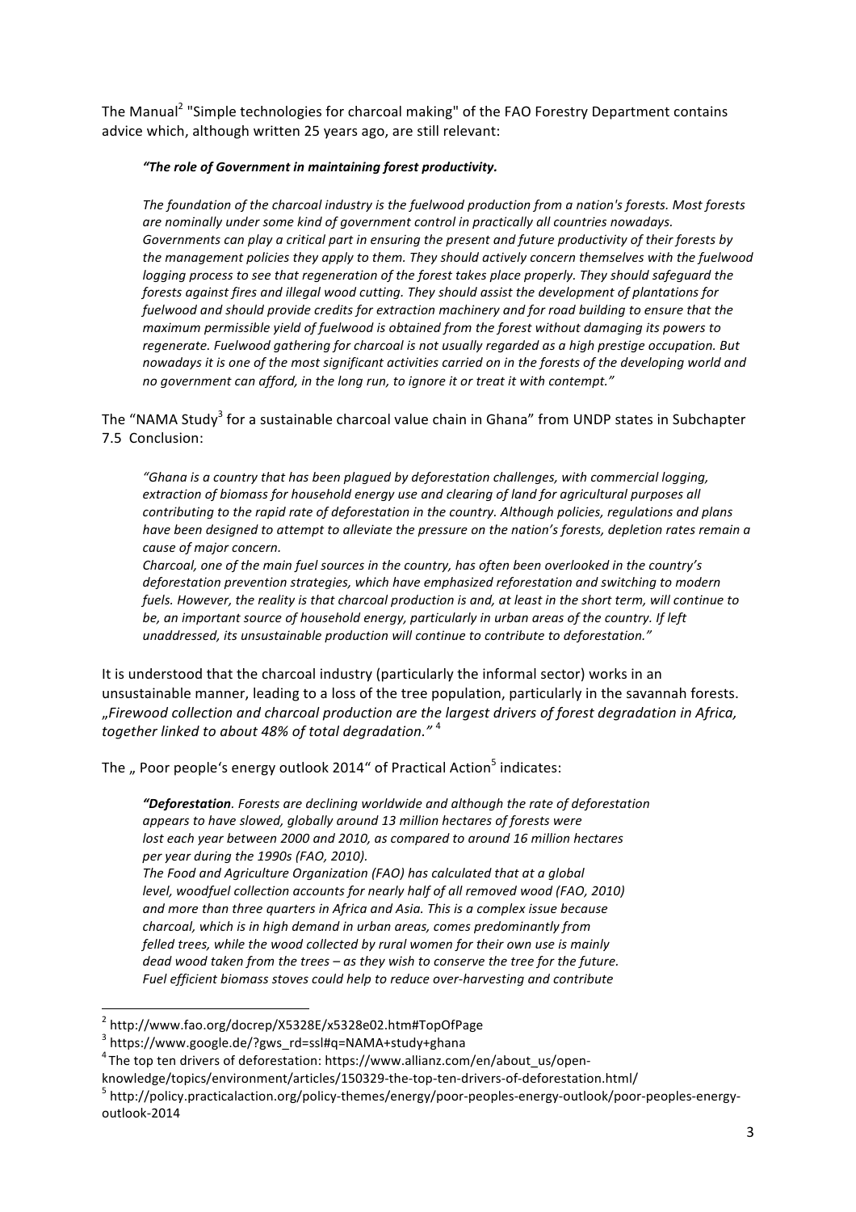The Manual[2] "Simple technologies for charcoal making" of the FAO Forestry Department contains advice which, although written 25 years ago, are still relevant:

> ***"The role of Government in maintaining forest productivity.***
>
> *The foundation of the charcoal industry is the fuelwood production from a nation's forests. Most forests are nominally under some kind of government control in practically all countries nowadays. Governments can play a critical part in ensuring the present and future productivity of their forests by the management policies they apply to them. They should actively concern themselves with the fuelwood logging process to see that regeneration of the forest takes place properly. They should safeguard the forests against fires and illegal wood cutting. They should assist the development of plantations for fuelwood and should provide credits for extraction machinery and for road building to ensure that the maximum permissible yield of fuelwood is obtained from the forest without damaging its powers to regenerate. Fuelwood gathering for charcoal is not usually regarded as a high prestige occupation. But nowadays it is one of the most significant activities carried on in the forests of the developing world and no government can afford, in the long run, to ignore it or treat it with contempt."*

The "NAMA Study[3] for a sustainable charcoal value chain in Ghana" from UNDP states in Subchapter 7.5 Conclusion:

> *"Ghana is a country that has been plagued by deforestation challenges, with commercial logging, extraction of biomass for household energy use and clearing of land for agricultural purposes all contributing to the rapid rate of deforestation in the country. Although policies, regulations and plans have been designed to attempt to alleviate the pressure on the nation's forests, depletion rates remain a cause of major concern.*
> *Charcoal, one of the main fuel sources in the country, has often been overlooked in the country's deforestation prevention strategies, which have emphasized reforestation and switching to modern fuels. However, the reality is that charcoal production is and, at least in the short term, will continue to be, an important source of household energy, particularly in urban areas of the country. If left unaddressed, its unsustainable production will continue to contribute to deforestation."*

It is understood that the charcoal industry (particularly the informal sector) works in an unsustainable manner, leading to a loss of the tree population, particularly in the savannah forests. *„Firewood collection and charcoal production are the largest drivers of forest degradation in Africa, together linked to about 48% of total degradation."* [4]

The „ Poor people's energy outlook 2014" of Practical Action[5] indicates:

> ***"Deforestation****. Forests are declining worldwide and although the rate of deforestation appears to have slowed, globally around 13 million hectares of forests were lost each year between 2000 and 2010, as compared to around 16 million hectares per year during the 1990s (FAO, 2010).*
> *The Food and Agriculture Organization (FAO) has calculated that at a global level, woodfuel collection accounts for nearly half of all removed wood (FAO, 2010) and more than three quarters in Africa and Asia. This is a complex issue because charcoal, which is in high demand in urban areas, comes predominantly from felled trees, while the wood collected by rural women for their own use is mainly dead wood taken from the trees – as they wish to conserve the tree for the future. Fuel efficient biomass stoves could help to reduce over-harvesting and contribute*

---

[2] http://www.fao.org/docrep/X5328E/x5328e02.htm#TopOfPage

[3] https://www.google.de/?gws_rd=ssl#q=NAMA+study+ghana

[4] The top ten drivers of deforestation: https://www.allianz.com/en/about_us/open-knowledge/topics/environment/articles/150329-the-top-ten-drivers-of-deforestation.html/

[5] http://policy.practicalaction.org/policy-themes/energy/poor-peoples-energy-outlook/poor-peoples-energy-outlook-2014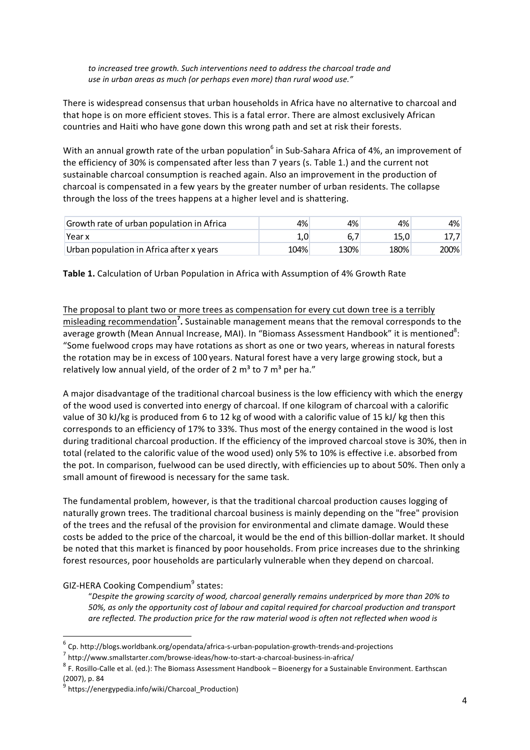*to increased tree growth. Such interventions need to address the charcoal trade and use in urban areas as much (or perhaps even more) than rural wood use."*

There is widespread consensus that urban households in Africa have no alternative to charcoal and that hope is on more efficient stoves. This is a fatal error. There are almost exclusively African countries and Haiti who have gone down this wrong path and set at risk their forests.

With an annual growth rate of the urban population[6] in Sub-Sahara Africa of 4%, an improvement of the efficiency of 30% is compensated after less than 7 years (s. Table 1.) and the current not sustainable charcoal consumption is reached again. Also an improvement in the production of charcoal is compensated in a few years by the greater number of urban residents. The collapse through the loss of the trees happens at a higher level and is shattering.

| Growth rate of urban population in Africa | 4% | 4% | 4% | 4% |
|---|---|---|---|---|
| Year x | 1,0 | 6,7 | 15,0 | 17,7 |
| Urban population in Africa after x years | 104% | 130% | 180% | 200% |

**Table 1.** Calculation of Urban Population in Africa with Assumption of 4% Growth Rate

The proposal to plant two or more trees as compensation for every cut down tree is a terribly misleading recommendation[7]**.** Sustainable management means that the removal corresponds to the average growth (Mean Annual Increase, MAI). In "Biomass Assessment Handbook" it is mentioned[8]: "Some fuelwood crops may have rotations as short as one or two years, whereas in natural forests the rotation may be in excess of 100 years. Natural forest have a very large growing stock, but a relatively low annual yield, of the order of 2 m³ to 7 m³ per ha."

A major disadvantage of the traditional charcoal business is the low efficiency with which the energy of the wood used is converted into energy of charcoal. If one kilogram of charcoal with a calorific value of 30 kJ/kg is produced from 6 to 12 kg of wood with a calorific value of 15 kJ/ kg then this corresponds to an efficiency of 17% to 33%. Thus most of the energy contained in the wood is lost during traditional charcoal production. If the efficiency of the improved charcoal stove is 30%, then in total (related to the calorific value of the wood used) only 5% to 10% is effective i.e. absorbed from the pot. In comparison, fuelwood can be used directly, with efficiencies up to about 50%. Then only a small amount of firewood is necessary for the same task.

The fundamental problem, however, is that the traditional charcoal production causes logging of naturally grown trees. The traditional charcoal business is mainly depending on the "free" provision of the trees and the refusal of the provision for environmental and climate damage. Would these costs be added to the price of the charcoal, it would be the end of this billion-dollar market. It should be noted that this market is financed by poor households. From price increases due to the shrinking forest resources, poor households are particularly vulnerable when they depend on charcoal.

GIZ-HERA Cooking Compendium[9] states:

> "*Despite the growing scarcity of wood, charcoal generally remains underpriced by more than 20% to 50%, as only the opportunity cost of labour and capital required for charcoal production and transport are reflected. The production price for the raw material wood is often not reflected when wood is*

[6] Cp. http://blogs.worldbank.org/opendata/africa-s-urban-population-growth-trends-and-projections

[7] http://www.smallstarter.com/browse-ideas/how-to-start-a-charcoal-business-in-africa/

[8] F. Rosillo-Calle et al. (ed.): The Biomass Assessment Handbook – Bioenergy for a Sustainable Environment. Earthscan (2007), p. 84

[9] https://energypedia.info/wiki/Charcoal_Production)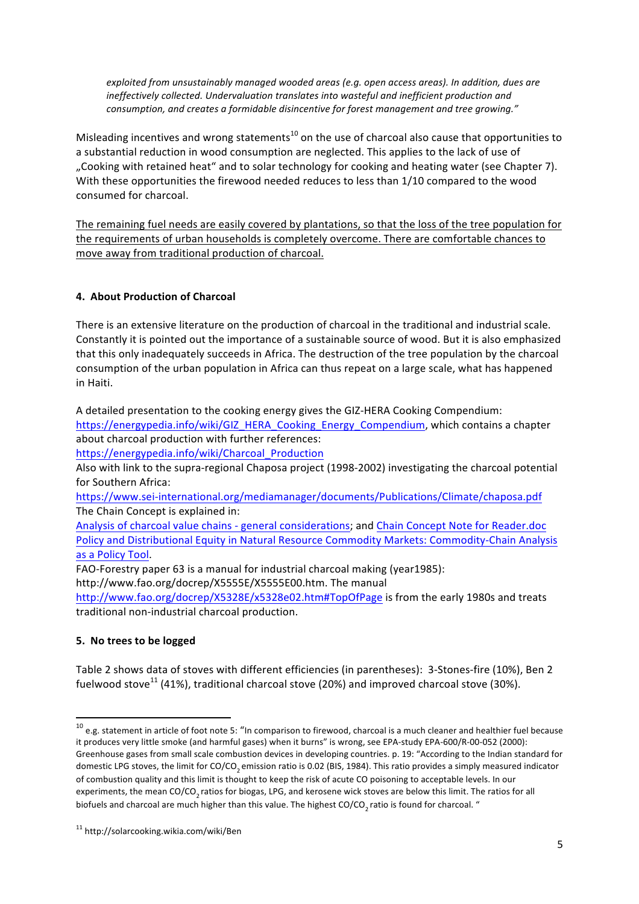*exploited from unsustainably managed wooded areas (e.g. open access areas). In addition, dues are ineffectively collected. Undervaluation translates into wasteful and inefficient production and consumption, and creates a formidable disincentive for forest management and tree growing."*

Misleading incentives and wrong statements[10] on the use of charcoal also cause that opportunities to a substantial reduction in wood consumption are neglected. This applies to the lack of use of „Cooking with retained heat" and to solar technology for cooking and heating water (see Chapter 7). With these opportunities the firewood needed reduces to less than 1/10 compared to the wood consumed for charcoal.

<u>The remaining fuel needs are easily covered by plantations, so that the loss of the tree population for the requirements of urban households is completely overcome. There are comfortable chances to move away from traditional production of charcoal.</u>

## 4. About Production of Charcoal

There is an extensive literature on the production of charcoal in the traditional and industrial scale. Constantly it is pointed out the importance of a sustainable source of wood. But it is also emphasized that this only inadequately succeeds in Africa. The destruction of the tree population by the charcoal consumption of the urban population in Africa can thus repeat on a large scale, what has happened in Haiti.

A detailed presentation to the cooking energy gives the GIZ-HERA Cooking Compendium: https://energypedia.info/wiki/GIZ_HERA_Cooking_Energy_Compendium, which contains a chapter about charcoal production with further references:
https://energypedia.info/wiki/Charcoal_Production
Also with link to the supra-regional Chaposa project (1998-2002) investigating the charcoal potential for Southern Africa:
https://www.sei-international.org/mediamanager/documents/Publications/Climate/chaposa.pdf
The Chain Concept is explained in:
Analysis of charcoal value chains - general considerations; and Chain Concept Note for Reader.doc
Policy and Distributional Equity in Natural Resource Commodity Markets: Commodity-Chain Analysis as a Policy Tool.
FAO-Forestry paper 63 is a manual for industrial charcoal making (year1985): http://www.fao.org/docrep/X5555E/X5555E00.htm. The manual http://www.fao.org/docrep/X5328E/x5328e02.htm#TopOfPage is from the early 1980s and treats traditional non-industrial charcoal production.

## 5. No trees to be logged

Table 2 shows data of stoves with different efficiencies (in parentheses): 3-Stones-fire (10%), Ben 2 fuelwood stove[11] (41%), traditional charcoal stove (20%) and improved charcoal stove (30%).

---

[10] e.g. statement in article of foot note 5: "In comparison to firewood, charcoal is a much cleaner and healthier fuel because it produces very little smoke (and harmful gases) when it burns" is wrong, see EPA-study EPA-600/R-00-052 (2000): Greenhouse gases from small scale combustion devices in developing countries. p. 19: "According to the Indian standard for domestic LPG stoves, the limit for $CO/CO_2$ emission ratio is 0.02 (BIS, 1984). This ratio provides a simply measured indicator of combustion quality and this limit is thought to keep the risk of acute CO poisoning to acceptable levels. In our experiments, the mean $CO/CO_2$ ratios for biogas, LPG, and kerosene wick stoves are below this limit. The ratios for all biofuels and charcoal are much higher than this value. The highest $CO/CO_2$ ratio is found for charcoal. "

[11] http://solarcooking.wikia.com/wiki/Ben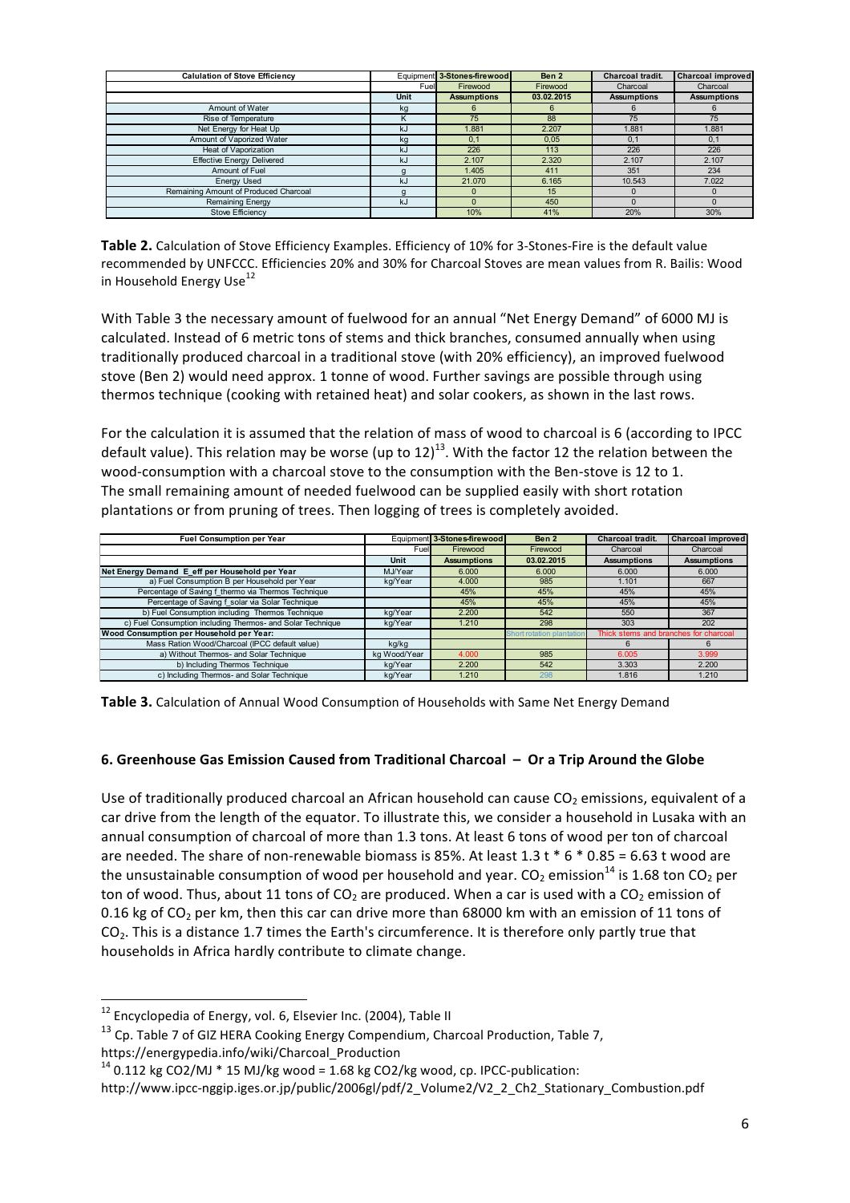| Calulation of Stove Efficiency | Equipment | 3-Stones-firewood | Ben 2 | Charcoal tradit. | Charcoal improved |
|---|---|---|---|---|---|
| | Fuel | Firewood | Firewood | Charcoal | Charcoal |
| | Unit | Assumptions | 03.02.2015 | Assumptions | Assumptions |
| Amount of Water | kg | 6 | 6 | 6 | 6 |
| Rise of Temperature | K | 75 | 88 | 75 | 75 |
| Net Energy for Heat Up | kJ | 1.881 | 2.207 | 1.881 | 1.881 |
| Amount of Vaporized Water | kg | 0,1 | 0,05 | 0,1 | 0,1 |
| Heat of Vaporization | kJ | 226 | 113 | 226 | 226 |
| Effective Energy Delivered | kJ | 2.107 | 2.320 | 2.107 | 2.107 |
| Amount of Fuel | g | 1.405 | 411 | 351 | 234 |
| Energy Used | kJ | 21.070 | 6.165 | 10.543 | 7.022 |
| Remaining Amount of Produced Charcoal | g | 0 | 15 | 0 | 0 |
| Remaining Energy | kJ | 0 | 450 | 0 | 0 |
| Stove Efficiency | | 10% | 41% | 20% | 30% |

**Table 2.** Calculation of Stove Efficiency Examples. Efficiency of 10% for 3-Stones-Fire is the default value recommended by UNFCCC. Efficiencies 20% and 30% for Charcoal Stoves are mean values from R. Bailis: Wood in Household Energy Use[12]

With Table 3 the necessary amount of fuelwood for an annual "Net Energy Demand" of 6000 MJ is calculated. Instead of 6 metric tons of stems and thick branches, consumed annually when using traditionally produced charcoal in a traditional stove (with 20% efficiency), an improved fuelwood stove (Ben 2) would need approx. 1 tonne of wood. Further savings are possible through using thermos technique (cooking with retained heat) and solar cookers, as shown in the last rows.

For the calculation it is assumed that the relation of mass of wood to charcoal is 6 (according to IPCC default value). This relation may be worse (up to 12)[13]. With the factor 12 the relation between the wood-consumption with a charcoal stove to the consumption with the Ben-stove is 12 to 1. The small remaining amount of needed fuelwood can be supplied easily with short rotation plantations or from pruning of trees. Then logging of trees is completely avoided.

| Fuel Consumption per Year | Equipment | 3-Stones-firewood | Ben 2 | Charcoal tradit. | Charcoal improved |
|---|---|---|---|---|---|
| | Fuel | Firewood | Firewood | Charcoal | Charcoal |
| | Unit | Assumptions | 03.02.2015 | Assumptions | Assumptions |
| **Net Energy Demand E_eff per Household per Year** | MJ/Year | 6.000 | 6.000 | 6.000 | 6.000 |
| a) Fuel Consumption B per Household per Year | kg/Year | 4.000 | 985 | 1.101 | 667 |
| Percentage of Saving f_thermo via Thermos Technique | | 45% | 45% | 45% | 45% |
| Percentage of Saving f_solar via Solar Technique | | 45% | 45% | 45% | 45% |
| b) Fuel Consumption including Thermos Technique | kg/Year | 2.200 | 542 | 550 | 367 |
| c) Fuel Consumption including Thermos- and Solar Technique | kg/Year | 1.210 | 298 | 303 | 202 |
| **Wood Consumption per Household per Year:** | | | Short rotation plantation | Thick stems and branches for charcoal | |
| Mass Ration Wood/Charcoal (IPCC default value) | kg/kg | | | 6 | 6 |
| a) Without Thermos- and Solar Technique | kg Wood/Year | 4.000 | 985 | 6.005 | 3.999 |
| b) Including Thermos Technique | kg/Year | 2.200 | 542 | 3.303 | 2.200 |
| c) Including Thermos- and Solar Technique | kg/Year | 1.210 | 298 | 1.816 | 1.210 |

**Table 3.** Calculation of Annual Wood Consumption of Households with Same Net Energy Demand

### 6. Greenhouse Gas Emission Caused from Traditional Charcoal – Or a Trip Around the Globe

Use of traditionally produced charcoal an African household can cause $CO_2$ emissions, equivalent of a car drive from the length of the equator. To illustrate this, we consider a household in Lusaka with an annual consumption of charcoal of more than 1.3 tons. At least 6 tons of wood per ton of charcoal are needed. The share of non-renewable biomass is 85%. At least 1.3 t * 6 * 0.85 = 6.63 t wood are the unsustainable consumption of wood per household and year. $CO_2$ emission[14] is 1.68 ton $CO_2$ per ton of wood. Thus, about 11 tons of $CO_2$ are produced. When a car is used with a $CO_2$ emission of 0.16 kg of $CO_2$ per km, then this car can drive more than 68000 km with an emission of 11 tons of $CO_2$. This is a distance 1.7 times the Earth's circumference. It is therefore only partly true that households in Africa hardly contribute to climate change.

---

[12] Encyclopedia of Energy, vol. 6, Elsevier Inc. (2004), Table II

[13] Cp. Table 7 of GIZ HERA Cooking Energy Compendium, Charcoal Production, Table 7, https://energypedia.info/wiki/Charcoal_Production

[14] 0.112 kg CO2/MJ * 15 MJ/kg wood = 1.68 kg CO2/kg wood, cp. IPCC-publication: http://www.ipcc-nggip.iges.or.jp/public/2006gl/pdf/2_Volume2/V2_2_Ch2_Stationary_Combustion.pdf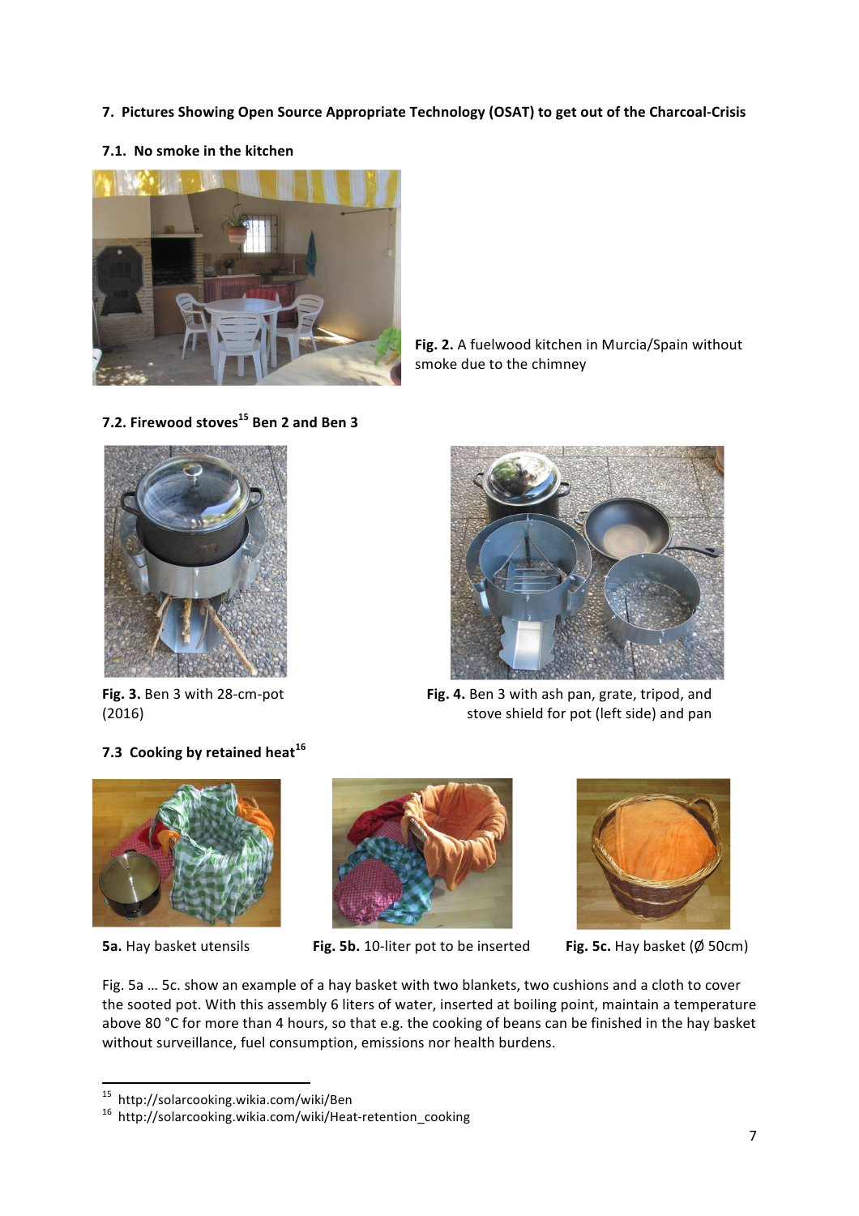## 7. Pictures Showing Open Source Appropriate Technology (OSAT) to get out of the Charcoal-Crisis

### 7.1. No smoke in the kitchen

**Fig. 2.** A fuelwood kitchen in Murcia/Spain without smoke due to the chimney

### 7.2. Firewood stoves[15] Ben 2 and Ben 3

**Fig. 3.** Ben 3 with 28-cm-pot (2016)

**Fig. 4.** Ben 3 with ash pan, grate, tripod, and stove shield for pot (left side) and pan

### 7.3 Cooking by retained heat[16]

**5a.** Hay basket utensils

**Fig. 5b.** 10-liter pot to be inserted

**Fig. 5c.** Hay basket (Ø 50cm)

Fig. 5a … 5c. show an example of a hay basket with two blankets, two cushions and a cloth to cover the sooted pot. With this assembly 6 liters of water, inserted at boiling point, maintain a temperature above 80 °C for more than 4 hours, so that e.g. the cooking of beans can be finished in the hay basket without surveillance, fuel consumption, emissions nor health burdens.

---

[15] http://solarcooking.wikia.com/wiki/Ben

[16] http://solarcooking.wikia.com/wiki/Heat-retention_cooking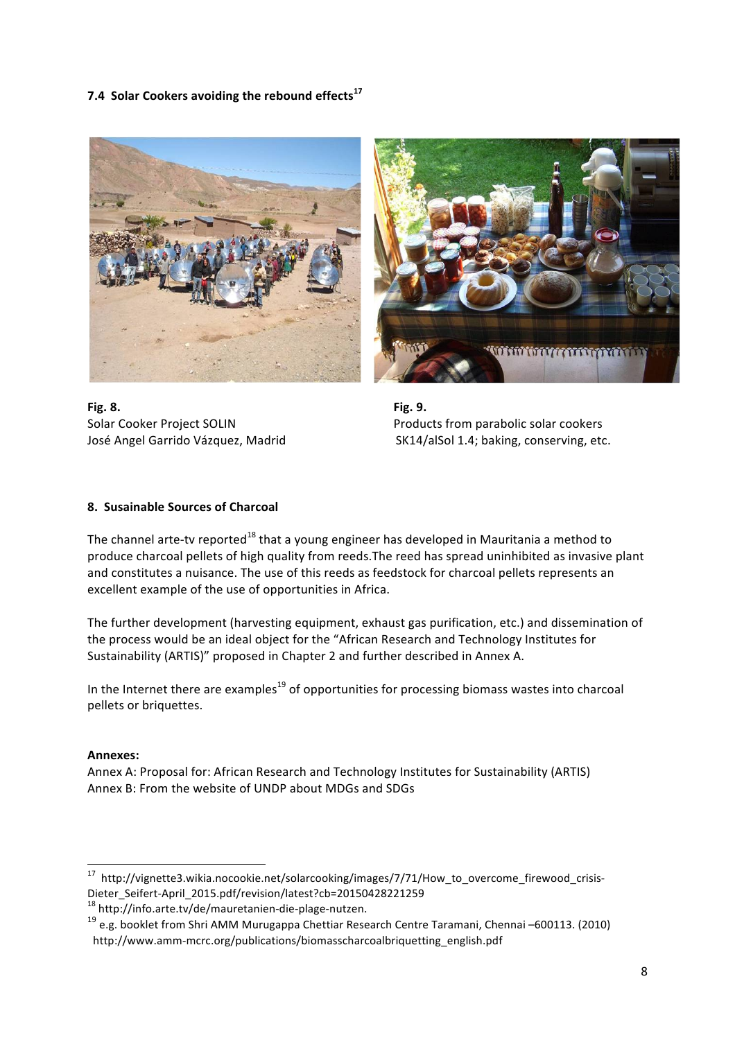### 7.4 Solar Cookers avoiding the rebound effects[17]

**Fig. 8.**
Solar Cooker Project SOLIN
José Angel Garrido Vázquez, Madrid

**Fig. 9.**
Products from parabolic solar cookers
SK14/alSol 1.4; baking, conserving, etc.

## 8. Susainable Sources of Charcoal

The channel arte-tv reported[18] that a young engineer has developed in Mauritania a method to produce charcoal pellets of high quality from reeds.The reed has spread uninhibited as invasive plant and constitutes a nuisance. The use of this reeds as feedstock for charcoal pellets represents an excellent example of the use of opportunities in Africa.

The further development (harvesting equipment, exhaust gas purification, etc.) and dissemination of the process would be an ideal object for the "African Research and Technology Institutes for Sustainability (ARTIS)" proposed in Chapter 2 and further described in Annex A.

In the Internet there are examples[19] of opportunities for processing biomass wastes into charcoal pellets or briquettes.

**Annexes:**
Annex A: Proposal for: African Research and Technology Institutes for Sustainability (ARTIS)
Annex B: From the website of UNDP about MDGs and SDGs

---

[17] http://vignette3.wikia.nocookie.net/solarcooking/images/7/71/How_to_overcome_firewood_crisis-Dieter_Seifert-April_2015.pdf/revision/latest?cb=20150428221259
[18] http://info.arte.tv/de/mauretanien-die-plage-nutzen.
[19] e.g. booklet from Shri AMM Murugappa Chettiar Research Centre Taramani, Chennai –600113. (2010) http://www.amm-mcrc.org/publications/biomasscharcoalbriquetting_english.pdf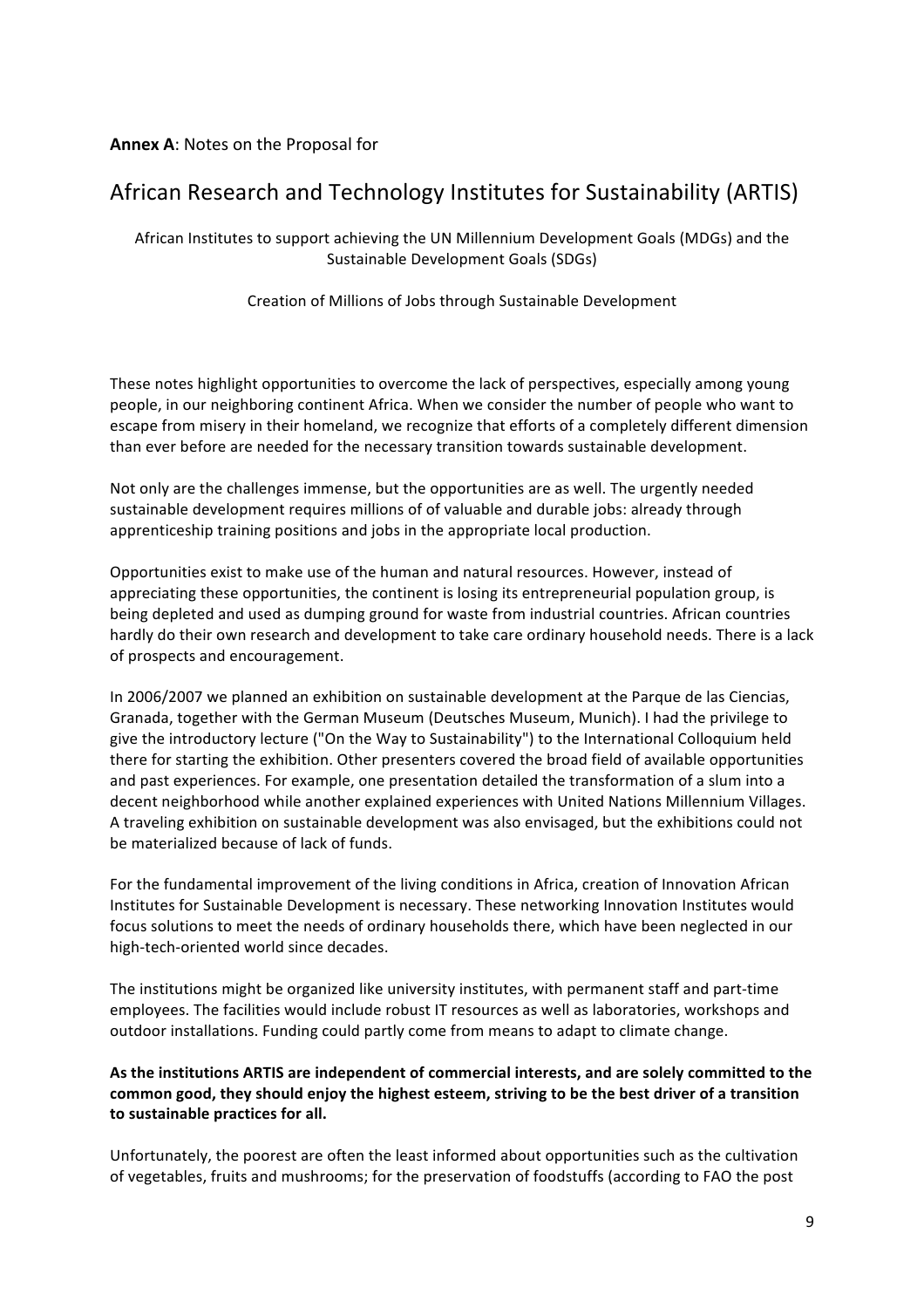**Annex A**: Notes on the Proposal for

# African Research and Technology Institutes for Sustainability (ARTIS)

African Institutes to support achieving the UN Millennium Development Goals (MDGs) and the Sustainable Development Goals (SDGs)

Creation of Millions of Jobs through Sustainable Development

These notes highlight opportunities to overcome the lack of perspectives, especially among young people, in our neighboring continent Africa. When we consider the number of people who want to escape from misery in their homeland, we recognize that efforts of a completely different dimension than ever before are needed for the necessary transition towards sustainable development.

Not only are the challenges immense, but the opportunities are as well. The urgently needed sustainable development requires millions of of valuable and durable jobs: already through apprenticeship training positions and jobs in the appropriate local production.

Opportunities exist to make use of the human and natural resources. However, instead of appreciating these opportunities, the continent is losing its entrepreneurial population group, is being depleted and used as dumping ground for waste from industrial countries. African countries hardly do their own research and development to take care ordinary household needs. There is a lack of prospects and encouragement.

In 2006/2007 we planned an exhibition on sustainable development at the Parque de las Ciencias, Granada, together with the German Museum (Deutsches Museum, Munich). I had the privilege to give the introductory lecture ("On the Way to Sustainability") to the International Colloquium held there for starting the exhibition. Other presenters covered the broad field of available opportunities and past experiences. For example, one presentation detailed the transformation of a slum into a decent neighborhood while another explained experiences with United Nations Millennium Villages. A traveling exhibition on sustainable development was also envisaged, but the exhibitions could not be materialized because of lack of funds.

For the fundamental improvement of the living conditions in Africa, creation of Innovation African Institutes for Sustainable Development is necessary. These networking Innovation Institutes would focus solutions to meet the needs of ordinary households there, which have been neglected in our high-tech-oriented world since decades.

The institutions might be organized like university institutes, with permanent staff and part-time employees. The facilities would include robust IT resources as well as laboratories, workshops and outdoor installations. Funding could partly come from means to adapt to climate change.

**As the institutions ARTIS are independent of commercial interests, and are solely committed to the common good, they should enjoy the highest esteem, striving to be the best driver of a transition to sustainable practices for all.**

Unfortunately, the poorest are often the least informed about opportunities such as the cultivation of vegetables, fruits and mushrooms; for the preservation of foodstuffs (according to FAO the post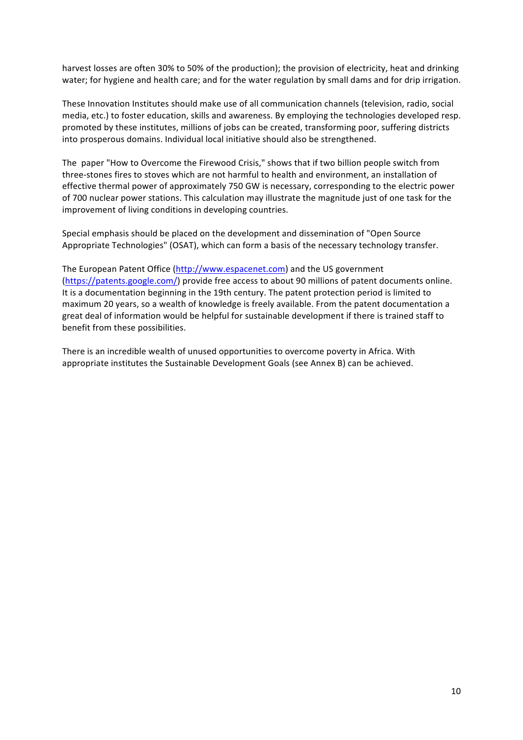harvest losses are often 30% to 50% of the production); the provision of electricity, heat and drinking water; for hygiene and health care; and for the water regulation by small dams and for drip irrigation.

These Innovation Institutes should make use of all communication channels (television, radio, social media, etc.) to foster education, skills and awareness. By employing the technologies developed resp. promoted by these institutes, millions of jobs can be created, transforming poor, suffering districts into prosperous domains. Individual local initiative should also be strengthened.

The paper "How to Overcome the Firewood Crisis," shows that if two billion people switch from three-stones fires to stoves which are not harmful to health and environment, an installation of effective thermal power of approximately 750 GW is necessary, corresponding to the electric power of 700 nuclear power stations. This calculation may illustrate the magnitude just of one task for the improvement of living conditions in developing countries.

Special emphasis should be placed on the development and dissemination of "Open Source Appropriate Technologies" (OSAT), which can form a basis of the necessary technology transfer.

The European Patent Office ([http://www.espacenet.com](http://www.espacenet.com)) and the US government ([https://patents.google.com/](https://patents.google.com/)) provide free access to about 90 millions of patent documents online. It is a documentation beginning in the 19th century. The patent protection period is limited to maximum 20 years, so a wealth of knowledge is freely available. From the patent documentation a great deal of information would be helpful for sustainable development if there is trained staff to benefit from these possibilities.

There is an incredible wealth of unused opportunities to overcome poverty in Africa. With appropriate institutes the Sustainable Development Goals (see Annex B) can be achieved.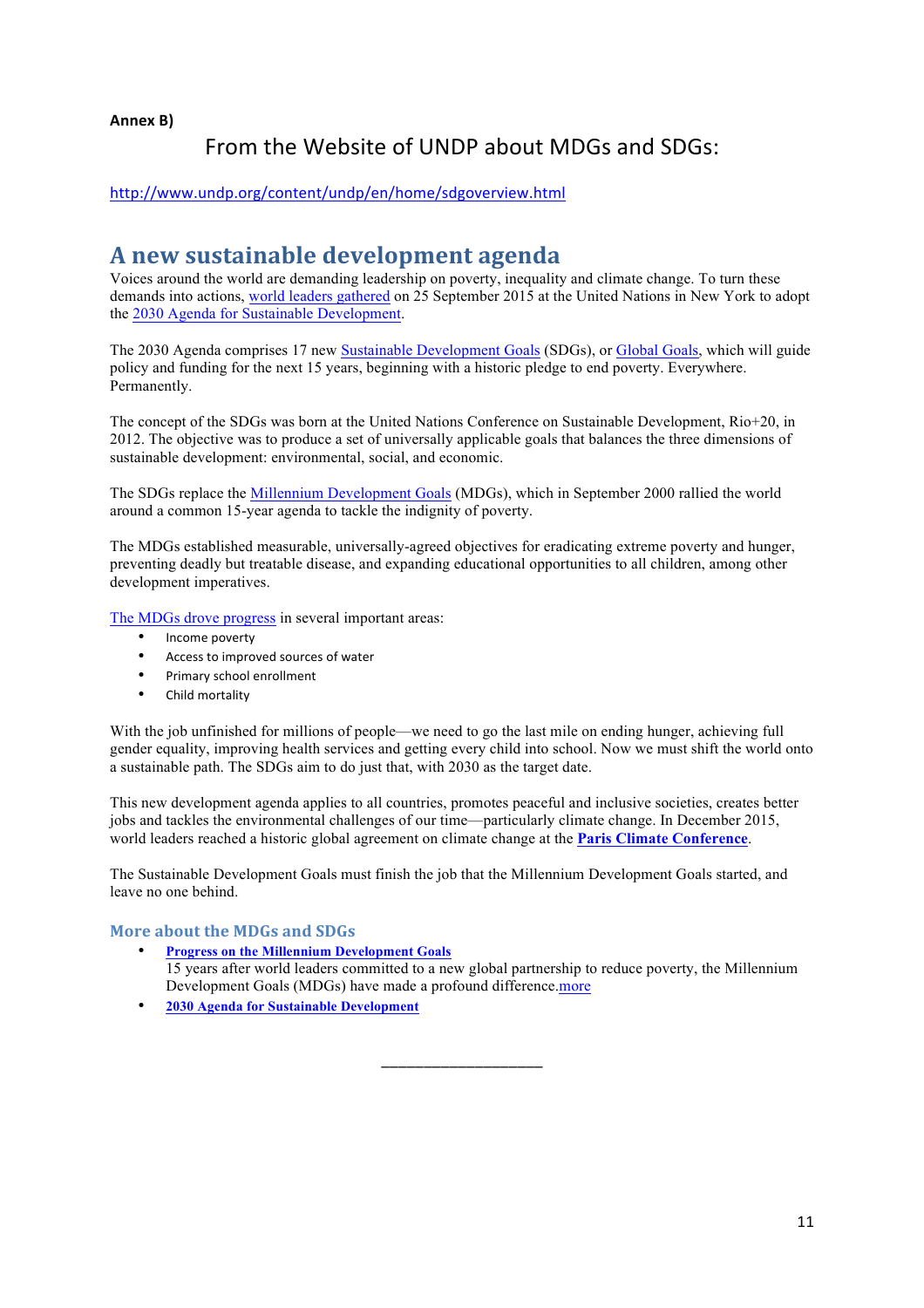**Annex B)**

## From the Website of UNDP about MDGs and SDGs:

http://www.undp.org/content/undp/en/home/sdgoverview.html

# A new sustainable development agenda

Voices around the world are demanding leadership on poverty, inequality and climate change. To turn these demands into actions, world leaders gathered on 25 September 2015 at the United Nations in New York to adopt the 2030 Agenda for Sustainable Development.

The 2030 Agenda comprises 17 new Sustainable Development Goals (SDGs), or Global Goals, which will guide policy and funding for the next 15 years, beginning with a historic pledge to end poverty. Everywhere. Permanently.

The concept of the SDGs was born at the United Nations Conference on Sustainable Development, Rio+20, in 2012. The objective was to produce a set of universally applicable goals that balances the three dimensions of sustainable development: environmental, social, and economic.

The SDGs replace the Millennium Development Goals (MDGs), which in September 2000 rallied the world around a common 15-year agenda to tackle the indignity of poverty.

The MDGs established measurable, universally-agreed objectives for eradicating extreme poverty and hunger, preventing deadly but treatable disease, and expanding educational opportunities to all children, among other development imperatives.

The MDGs drove progress in several important areas:

- Income poverty
- Access to improved sources of water
- Primary school enrollment
- Child mortality

With the job unfinished for millions of people—we need to go the last mile on ending hunger, achieving full gender equality, improving health services and getting every child into school. Now we must shift the world onto a sustainable path. The SDGs aim to do just that, with 2030 as the target date.

This new development agenda applies to all countries, promotes peaceful and inclusive societies, creates better jobs and tackles the environmental challenges of our time—particularly climate change. In December 2015, world leaders reached a historic global agreement on climate change at the **Paris Climate Conference**.

The Sustainable Development Goals must finish the job that the Millennium Development Goals started, and leave no one behind.

### More about the MDGs and SDGs

- **Progress on the Millennium Development Goals**
  15 years after world leaders committed to a new global partnership to reduce poverty, the Millennium Development Goals (MDGs) have made a profound difference.more
- **2030 Agenda for Sustainable Development**

---